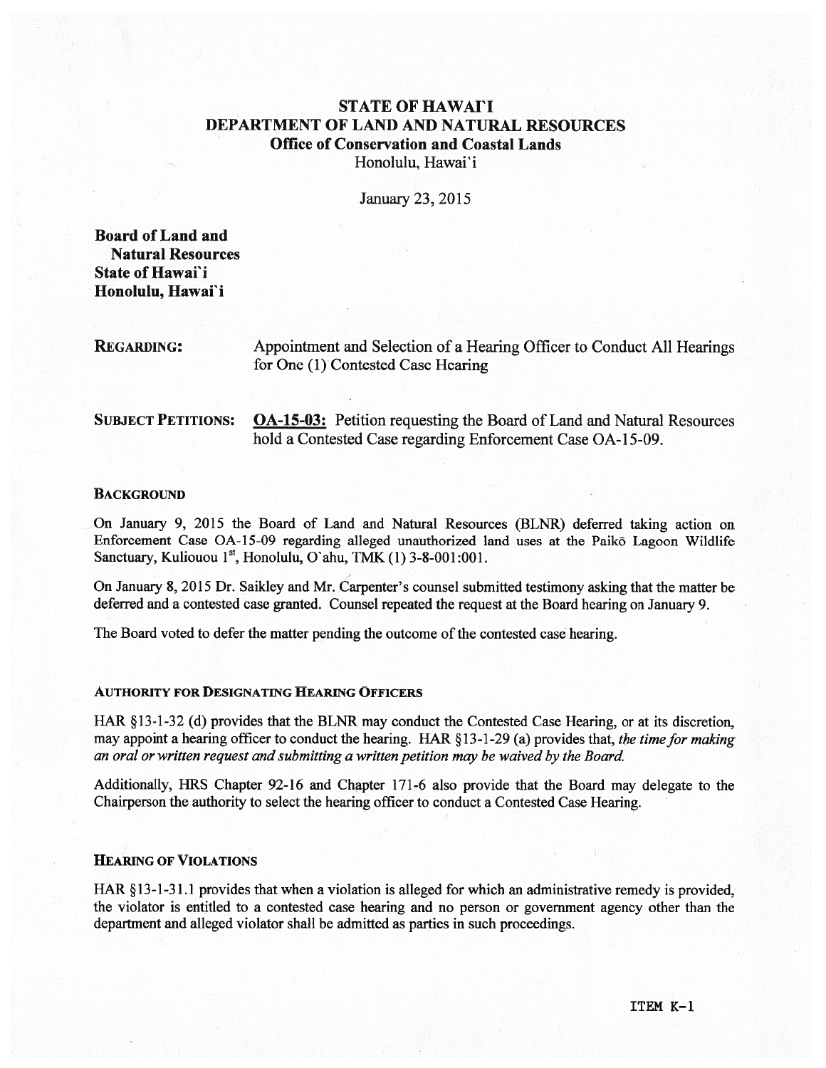# STATE OF HAWAI`I
## DEPARTMENT OF LAND AND NATURAL RESOURCES
### Office of Conservation and Coastal Lands

Honolulu, Hawai`i

January 23, 2015

**Board of Land and Natural Resources**
**State of Hawai`i**
**Honolulu, Hawai`i**

**REGARDING:** Appointment and Selection of a Hearing Officer to Conduct All Hearings for One (1) Contested Case Hearing

**SUBJECT PETITIONS:** **OA-15-03:** Petition requesting the Board of Land and Natural Resources hold a Contested Case regarding Enforcement Case OA-15-09.

### BACKGROUND

On January 9, 2015 the Board of Land and Natural Resources (BLNR) deferred taking action on Enforcement Case OA-15-09 regarding alleged unauthorized land uses at the Paikō Lagoon Wildlife Sanctuary, Kuliouou 1st, Honolulu, O`ahu, TMK (1) 3-8-001:001.

On January 8, 2015 Dr. Saikley and Mr. Carpenter's counsel submitted testimony asking that the matter be deferred and a contested case granted. Counsel repeated the request at the Board hearing on January 9.

The Board voted to defer the matter pending the outcome of the contested case hearing.

### AUTHORITY FOR DESIGNATING HEARING OFFICERS

HAR §13-1-32 (d) provides that the BLNR may conduct the Contested Case Hearing, or at its discretion, may appoint a hearing officer to conduct the hearing. HAR §13-1-29 (a) provides that, *the time for making an oral or written request and submitting a written petition may be waived by the Board.*

Additionally, HRS Chapter 92-16 and Chapter 171-6 also provide that the Board may delegate to the Chairperson the authority to select the hearing officer to conduct a Contested Case Hearing.

### HEARING OF VIOLATIONS

HAR §13-1-31.1 provides that when a violation is alleged for which an administrative remedy is provided, the violator is entitled to a contested case hearing and no person or government agency other than the department and alleged violator shall be admitted as parties in such proceedings.

ITEM K-1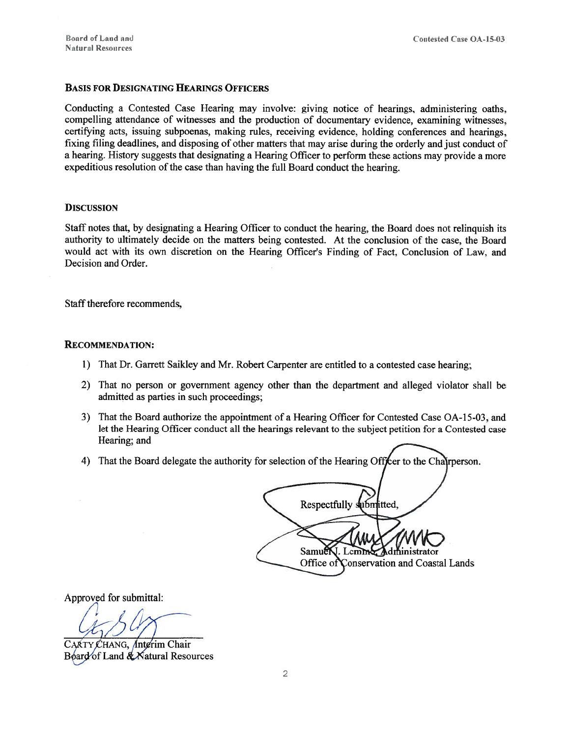## Basis for Designating Hearings Officers

Conducting a Contested Case Hearing may involve: giving notice of hearings, administering oaths, compelling attendance of witnesses and the production of documentary evidence, examining witnesses, certifying acts, issuing subpoenas, making rules, receiving evidence, holding conferences and hearings, fixing filing deadlines, and disposing of other matters that may arise during the orderly and just conduct of a hearing. History suggests that designating a Hearing Officer to perform these actions may provide a more expeditious resolution of the case than having the full Board conduct the hearing.

## Discussion

Staff notes that, by designating a Hearing Officer to conduct the hearing, the Board does not relinquish its authority to ultimately decide on the matters being contested. At the conclusion of the case, the Board would act with its own discretion on the Hearing Officer's Finding of Fact, Conclusion of Law, and Decision and Order.

Staff therefore recommends,

## Recommendation:

1) That Dr. Garrett Saikley and Mr. Robert Carpenter are entitled to a contested case hearing;
2) That no person or government agency other than the department and alleged violator shall be admitted as parties in such proceedings;
3) That the Board authorize the appointment of a Hearing Officer for Contested Case OA-15-03, and let the Hearing Officer conduct all the hearings relevant to the subject petition for a Contested case Hearing; and
4) That the Board delegate the authority for selection of the Hearing Officer to the Chairperson.

Respectfully submitted,

Samuel J. Lemmo, Administrator
Office of Conservation and Coastal Lands

Approved for submittal:

CARTY CHANG, Interim Chair
Board of Land & Natural Resources